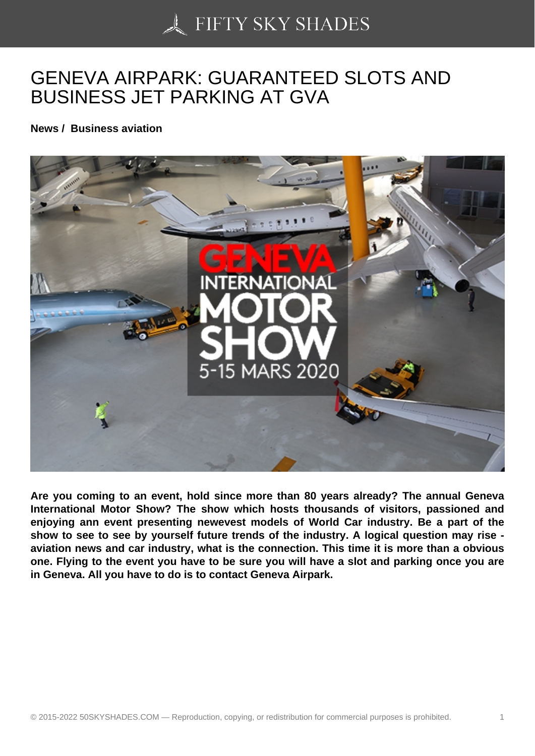# GENEVA AIRPARK: GUARANTEED SLOTS AND BUSINESS JET PARKING AT GVA

**News / Business aviation**

**Are you coming to an event, hold since more than 80 years already? The annual Geneva International Motor Show? The show which hosts thousands of visitors, passioned and enjoying ann event presenting newevest models of World Car industry. Be a part of the show to see to see by yourself future trends of the industry. A logical question may rise - aviation news and car industry, what is the connection. This time it is more than a obvious one. Flying to the event you have to be sure you will have a slot and parking once you are in Geneva. All you have to do is to contact Geneva Airpark.**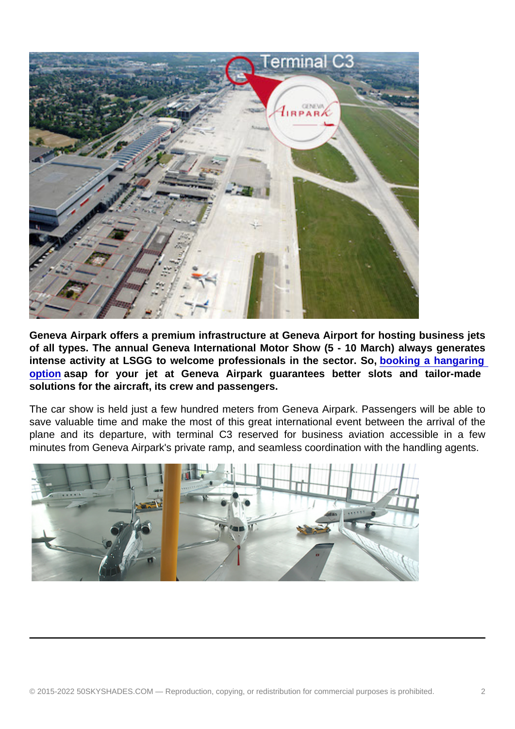**Geneva Airpark offers a premium infrastructure at Geneva Airport for hosting business jets of all types. The annual Geneva International Motor Show (5 - 10 March) always generates intense activity at LSGG to welcome professionals in the sector. So, booking a hangaring option asap for your jet at Geneva Airpark guarantees better slots and tailor-made solutions for the aircraft, its crew and passengers.**

The car show is held just a few hundred meters from Geneva Airpark. Passengers will be able to save valuable time and make the most of this great international event between the arrival of the plane and its departure, with terminal C3 reserved for business aviation accessible in a few minutes from Geneva Airpark's private ramp, and seamless coordination with the handling agents.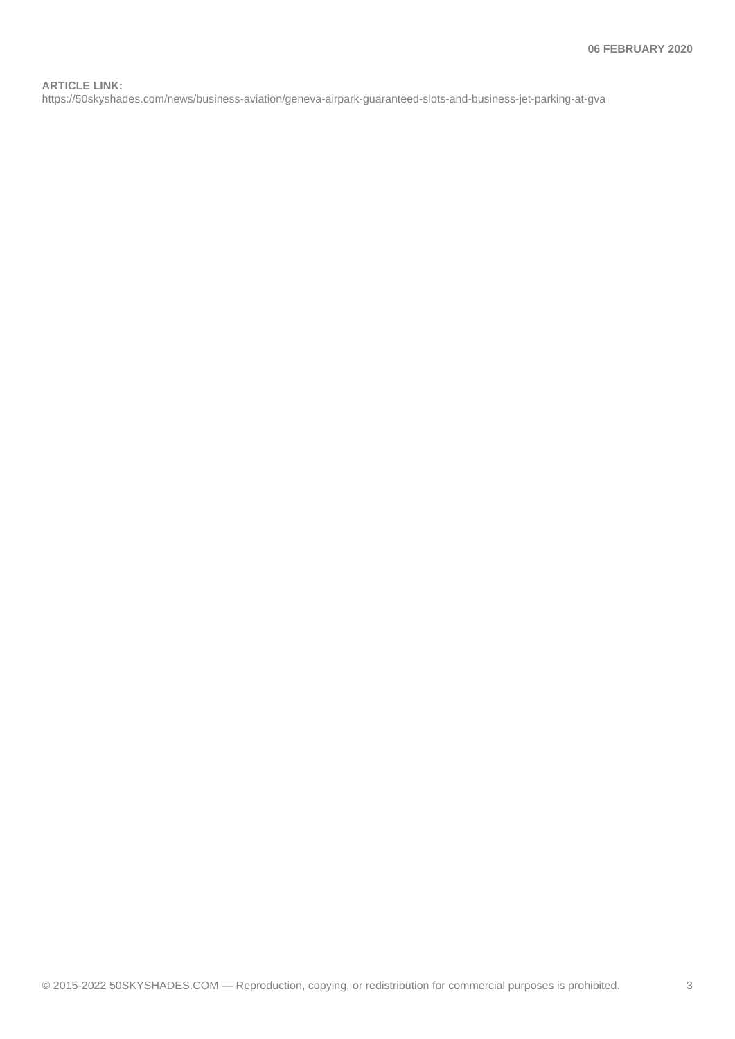**ARTICLE LINK:**
https://50skyshades.com/news/business-aviation/geneva-airpark-guaranteed-slots-and-business-jet-parking-at-gva